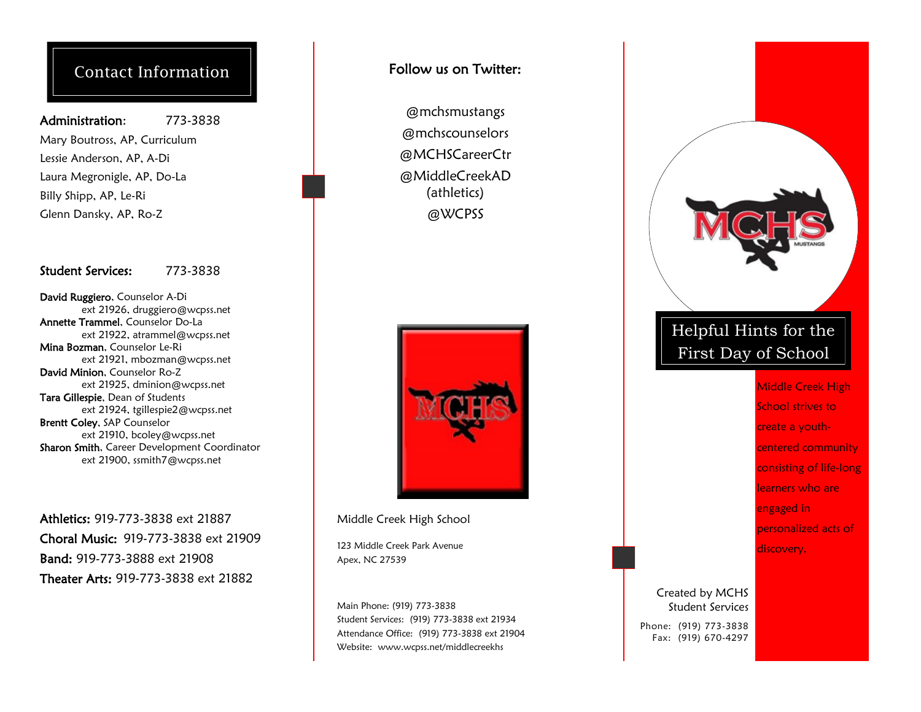## Contact Information

**Administration:** 773-3838

Mary Boutross, AP, Curriculum
Lessie Anderson, AP, A-Di
Laura Megronigle, AP, Do-La
Billy Shipp, AP, Le-Ri
Glenn Dansky, AP, Ro-Z

**Student Services:** 773-3838

**David Ruggiero**, Counselor A-Di
ext 21926, druggiero@wcpss.net
**Annette Trammel**, Counselor Do-La
ext 21922, atrammel@wcpss.net
**Mina Bozman**, Counselor Le-Ri
ext 21921, mbozman@wcpss.net
**David Minion**, Counselor Ro-Z
ext 21925, dminion@wcpss.net
**Tara Gillespie**, Dean of Students
ext 21924, tgillespie2@wcpss.net
**Brentt Coley**, SAP Counselor
ext 21910, bcoley@wcpss.net
**Sharon Smith**, Career Development Coordinator
ext 21900, ssmith7@wcpss.net

**Athletics:** 919-773-3838 ext 21887
**Choral Music:** 919-773-3838 ext 21909
**Band:** 919-773-3888 ext 21908
**Theater Arts:** 919-773-3838 ext 21882

**Follow us on Twitter:**

@mchsmustangs
@mchscounselors
@MCHSCareerCtr
@MiddleCreekAD (athletics)
@WCPSS

Middle Creek High School

123 Middle Creek Park Avenue
Apex, NC 27539

Main Phone: (919) 773-3838
Student Services: (919) 773-3838 ext 21934
Attendance Office: (919) 773-3838 ext 21904
Website: www.wcpss.net/middlecreekhs

# Helpful Hints for the First Day of School

Middle Creek High School strives to create a youth-centered community consisting of life-long learners who are engaged in personalized acts of discovery.

Created by MCHS Student Services

Phone: (919) 773-3838
Fax: (919) 670-4297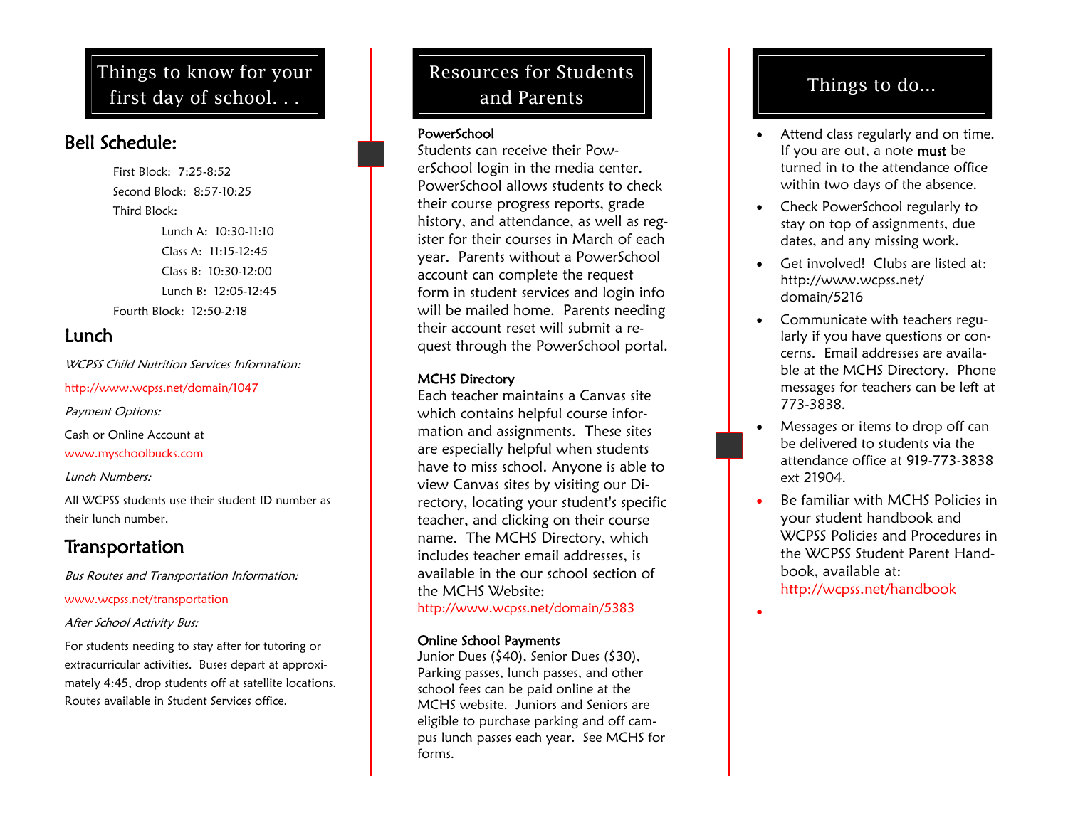## Things to know for your first day of school. . .

### Bell Schedule:

First Block: 7:25-8:52

Second Block: 8:57-10:25

Third Block:

- Lunch A: 10:30-11:10
- Class A: 11:15-12:45
- Class B: 10:30-12:00
- Lunch B: 12:05-12:45

Fourth Block: 12:50-2:18

### Lunch

*WCPSS Child Nutrition Services Information:*

http://www.wcpss.net/domain/1047

*Payment Options:*

Cash or Online Account at www.myschoolbucks.com

*Lunch Numbers:*

All WCPSS students use their student ID number as their lunch number.

### Transportation

*Bus Routes and Transportation Information:*

www.wcpss.net/transportation

*After School Activity Bus:*

For students needing to stay after for tutoring or extracurricular activities. Buses depart at approximately 4:45, drop students off at satellite locations. Routes available in Student Services office.

## Resources for Students and Parents

**PowerSchool**

Students can receive their PowerSchool login in the media center. PowerSchool allows students to check their course progress reports, grade history, and attendance, as well as register for their courses in March of each year. Parents without a PowerSchool account can complete the request form in student services and login info will be mailed home. Parents needing their account reset will submit a request through the PowerSchool portal.

**MCHS Directory**

Each teacher maintains a Canvas site which contains helpful course information and assignments. These sites are especially helpful when students have to miss school. Anyone is able to view Canvas sites by visiting our Directory, locating your student's specific teacher, and clicking on their course name. The MCHS Directory, which includes teacher email addresses, is available in the our school section of the MCHS Website: http://www.wcpss.net/domain/5383

**Online School Payments**

Junior Dues ($40), Senior Dues ($30), Parking passes, lunch passes, and other school fees can be paid online at the MCHS website. Juniors and Seniors are eligible to purchase parking and off campus lunch passes each year. See MCHS for forms.

## Things to do...

- Attend class regularly and on time. If you are out, a note **must** be turned in to the attendance office within two days of the absence.
- Check PowerSchool regularly to stay on top of assignments, due dates, and any missing work.
- Get involved! Clubs are listed at: http://www.wcpss.net/domain/5216
- Communicate with teachers regularly if you have questions or concerns. Email addresses are available at the MCHS Directory. Phone messages for teachers can be left at 773-3838.
- Messages or items to drop off can be delivered to students via the attendance office at 919-773-3838 ext 21904.
- Be familiar with MCHS Policies in your student handbook and WCPSS Policies and Procedures in the WCPSS Student Parent Handbook, available at: http://wcpss.net/handbook